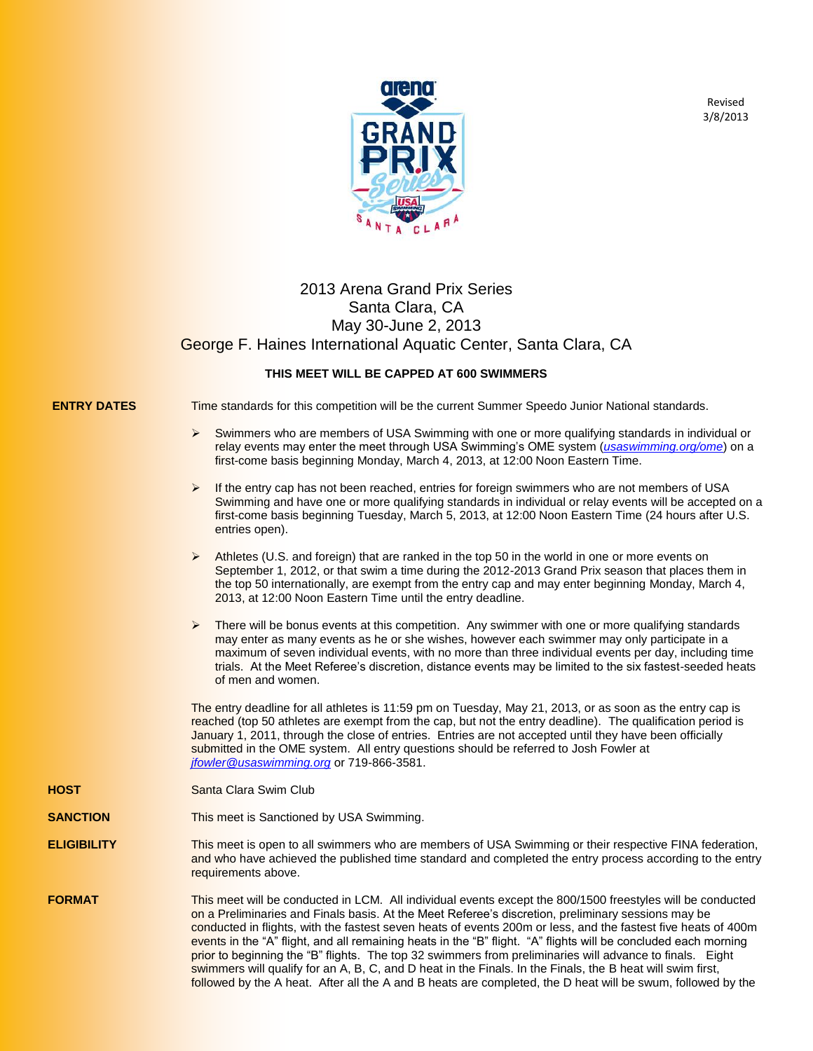Revised
3/8/2013

# 2013 Arena Grand Prix Series
## Santa Clara, CA
## May 30-June 2, 2013
## George F. Haines International Aquatic Center, Santa Clara, CA

**THIS MEET WILL BE CAPPED AT 600 SWIMMERS**

**ENTRY DATES**

Time standards for this competition will be the current Summer Speedo Junior National standards.

- Swimmers who are members of USA Swimming with one or more qualifying standards in individual or relay events may enter the meet through USA Swimming's OME system (*usaswimming.org/ome*) on a first-come basis beginning Monday, March 4, 2013, at 12:00 Noon Eastern Time.
- If the entry cap has not been reached, entries for foreign swimmers who are not members of USA Swimming and have one or more qualifying standards in individual or relay events will be accepted on a first-come basis beginning Tuesday, March 5, 2013, at 12:00 Noon Eastern Time (24 hours after U.S. entries open).
- Athletes (U.S. and foreign) that are ranked in the top 50 in the world in one or more events on September 1, 2012, or that swim a time during the 2012-2013 Grand Prix season that places them in the top 50 internationally, are exempt from the entry cap and may enter beginning Monday, March 4, 2013, at 12:00 Noon Eastern Time until the entry deadline.
- There will be bonus events at this competition. Any swimmer with one or more qualifying standards may enter as many events as he or she wishes, however each swimmer may only participate in a maximum of seven individual events, with no more than three individual events per day, including time trials. At the Meet Referee's discretion, distance events may be limited to the six fastest-seeded heats of men and women.

The entry deadline for all athletes is 11:59 pm on Tuesday, May 21, 2013, or as soon as the entry cap is reached (top 50 athletes are exempt from the cap, but not the entry deadline). The qualification period is January 1, 2011, through the close of entries. Entries are not accepted until they have been officially submitted in the OME system. All entry questions should be referred to Josh Fowler at *jfowler@usaswimming.org* or 719-866-3581.

**HOST**

Santa Clara Swim Club

**SANCTION**

This meet is Sanctioned by USA Swimming.

**ELIGIBILITY**

This meet is open to all swimmers who are members of USA Swimming or their respective FINA federation, and who have achieved the published time standard and completed the entry process according to the entry requirements above.

**FORMAT**

This meet will be conducted in LCM. All individual events except the 800/1500 freestyles will be conducted on a Preliminaries and Finals basis. At the Meet Referee's discretion, preliminary sessions may be conducted in flights, with the fastest seven heats of events 200m or less, and the fastest five heats of 400m events in the "A" flight, and all remaining heats in the "B" flight. "A" flights will be concluded each morning prior to beginning the "B" flights. The top 32 swimmers from preliminaries will advance to finals. Eight swimmers will qualify for an A, B, C, and D heat in the Finals. In the Finals, the B heat will swim first, followed by the A heat. After all the A and B heats are completed, the D heat will be swum, followed by the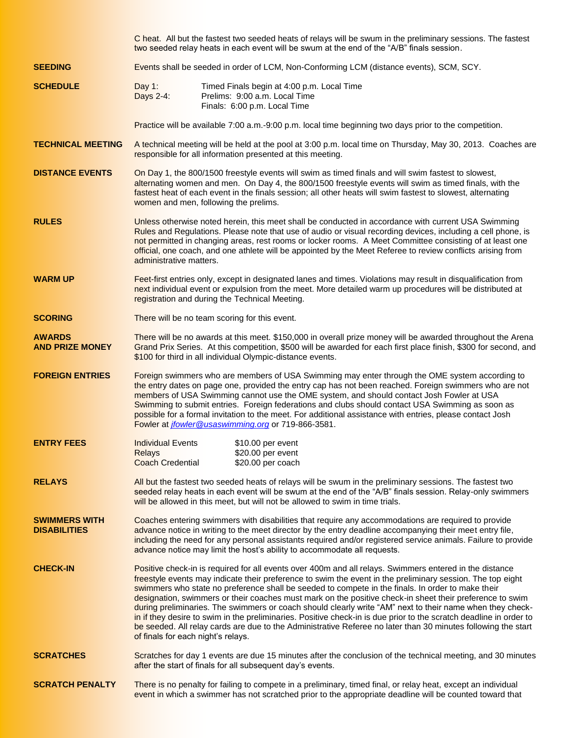C heat. All but the fastest two seeded heats of relays will be swum in the preliminary sessions. The fastest two seeded relay heats in each event will be swum at the end of the "A/B" finals session.

**SEEDING**

Events shall be seeded in order of LCM, Non-Conforming LCM (distance events), SCM, SCY.

**SCHEDULE**

| | |
|---|---|
| Day 1: | Timed Finals begin at 4:00 p.m. Local Time |
| Days 2-4: | Prelims: 9:00 a.m. Local Time |
| | Finals: 6:00 p.m. Local Time |

Practice will be available 7:00 a.m.-9:00 p.m. local time beginning two days prior to the competition.

**TECHNICAL MEETING**

A technical meeting will be held at the pool at 3:00 p.m. local time on Thursday, May 30, 2013. Coaches are responsible for all information presented at this meeting.

**DISTANCE EVENTS**

On Day 1, the 800/1500 freestyle events will swim as timed finals and will swim fastest to slowest, alternating women and men. On Day 4, the 800/1500 freestyle events will swim as timed finals, with the fastest heat of each event in the finals session; all other heats will swim fastest to slowest, alternating women and men, following the prelims.

**RULES**

Unless otherwise noted herein, this meet shall be conducted in accordance with current USA Swimming Rules and Regulations. Please note that use of audio or visual recording devices, including a cell phone, is not permitted in changing areas, rest rooms or locker rooms. A Meet Committee consisting of at least one official, one coach, and one athlete will be appointed by the Meet Referee to review conflicts arising from administrative matters.

**WARM UP**

Feet-first entries only, except in designated lanes and times. Violations may result in disqualification from next individual event or expulsion from the meet. More detailed warm up procedures will be distributed at registration and during the Technical Meeting.

**SCORING**

There will be no team scoring for this event.

**AWARDS AND PRIZE MONEY**

There will be no awards at this meet. $150,000 in overall prize money will be awarded throughout the Arena Grand Prix Series. At this competition, $500 will be awarded for each first place finish, $300 for second, and $100 for third in all individual Olympic-distance events.

**FOREIGN ENTRIES**

Foreign swimmers who are members of USA Swimming may enter through the OME system according to the entry dates on page one, provided the entry cap has not been reached. Foreign swimmers who are not members of USA Swimming cannot use the OME system, and should contact Josh Fowler at USA Swimming to submit entries. Foreign federations and clubs should contact USA Swimming as soon as possible for a formal invitation to the meet. For additional assistance with entries, please contact Josh Fowler at *jfowler@usaswimming.org* or 719-866-3581.

**ENTRY FEES**

| | |
|---|---|
| Individual Events | $10.00 per event |
| Relays | $20.00 per event |
| Coach Credential | $20.00 per coach |

**RELAYS**

All but the fastest two seeded heats of relays will be swum in the preliminary sessions. The fastest two seeded relay heats in each event will be swum at the end of the "A/B" finals session. Relay-only swimmers will be allowed in this meet, but will not be allowed to swim in time trials.

**SWIMMERS WITH DISABILITIES**

Coaches entering swimmers with disabilities that require any accommodations are required to provide advance notice in writing to the meet director by the entry deadline accompanying their meet entry file, including the need for any personal assistants required and/or registered service animals. Failure to provide advance notice may limit the host's ability to accommodate all requests.

**CHECK-IN**

Positive check-in is required for all events over 400m and all relays. Swimmers entered in the distance freestyle events may indicate their preference to swim the event in the preliminary session. The top eight swimmers who state no preference shall be seeded to compete in the finals. In order to make their designation, swimmers or their coaches must mark on the positive check-in sheet their preference to swim during preliminaries. The swimmers or coach should clearly write "AM" next to their name when they check-in if they desire to swim in the preliminaries. Positive check-in is due prior to the scratch deadline in order to be seeded. All relay cards are due to the Administrative Referee no later than 30 minutes following the start of finals for each night's relays.

**SCRATCHES**

Scratches for day 1 events are due 15 minutes after the conclusion of the technical meeting, and 30 minutes after the start of finals for all subsequent day's events.

**SCRATCH PENALTY**

There is no penalty for failing to compete in a preliminary, timed final, or relay heat, except an individual event in which a swimmer has not scratched prior to the appropriate deadline will be counted toward that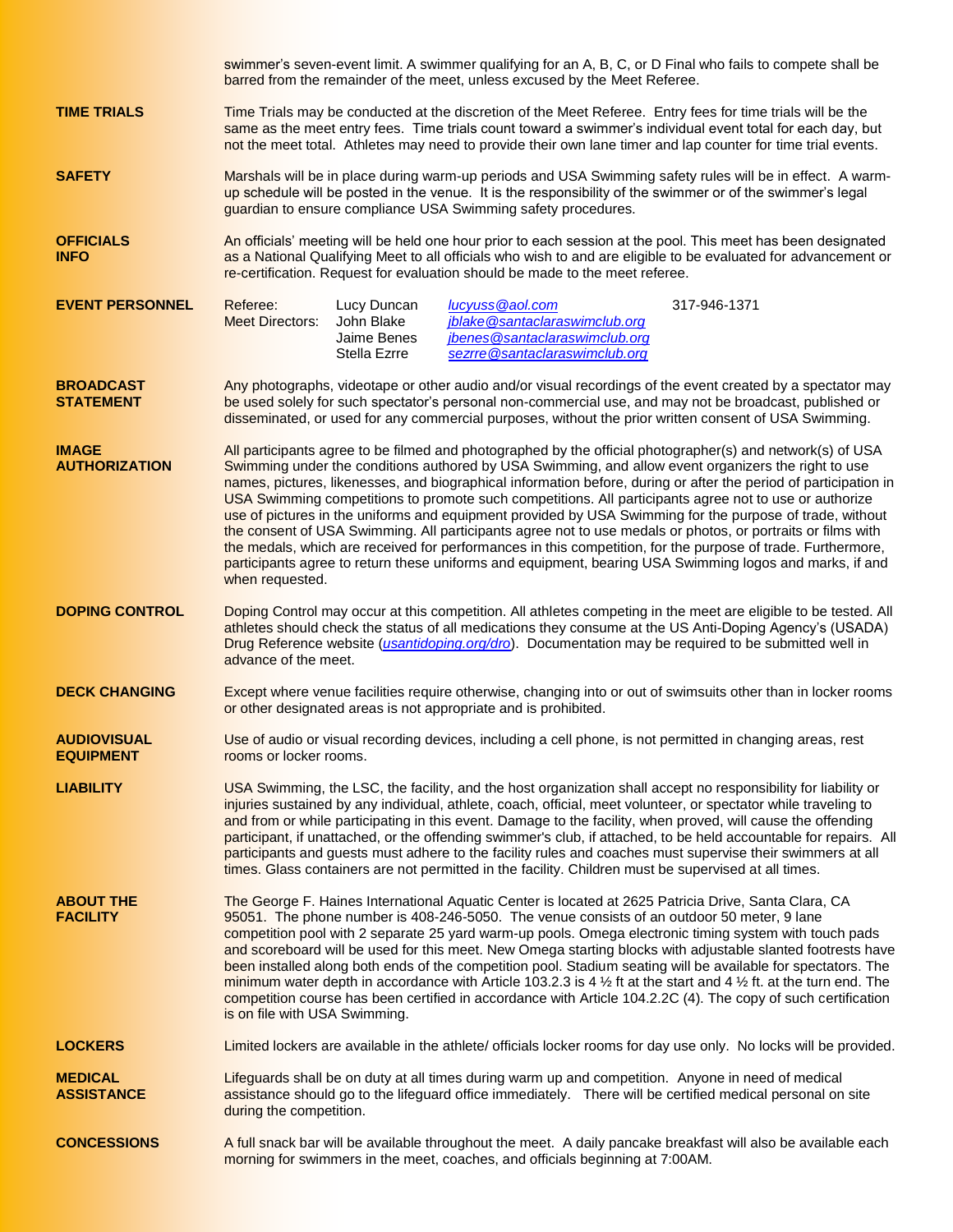swimmer's seven-event limit. A swimmer qualifying for an A, B, C, or D Final who fails to compete shall be barred from the remainder of the meet, unless excused by the Meet Referee.

**TIME TRIALS**

Time Trials may be conducted at the discretion of the Meet Referee. Entry fees for time trials will be the same as the meet entry fees. Time trials count toward a swimmer's individual event total for each day, but not the meet total. Athletes may need to provide their own lane timer and lap counter for time trial events.

**SAFETY**

Marshals will be in place during warm-up periods and USA Swimming safety rules will be in effect. A warm-up schedule will be posted in the venue. It is the responsibility of the swimmer or of the swimmer's legal guardian to ensure compliance USA Swimming safety procedures.

**OFFICIALS INFO**

An officials' meeting will be held one hour prior to each session at the pool. This meet has been designated as a National Qualifying Meet to all officials who wish to and are eligible to be evaluated for advancement or re-certification. Request for evaluation should be made to the meet referee.

**EVENT PERSONNEL**

| | | | |
|---|---|---|---|
| Referee: | Lucy Duncan | lucyuss@aol.com | 317-946-1371 |
| Meet Directors: | John Blake | jblake@santaclaraswimclub.org | |
| | Jaime Benes | jbenes@santaclaraswimclub.org | |
| | Stella Ezrre | sezrre@santaclaraswimclub.org | |

**BROADCAST STATEMENT**

Any photographs, videotape or other audio and/or visual recordings of the event created by a spectator may be used solely for such spectator's personal non-commercial use, and may not be broadcast, published or disseminated, or used for any commercial purposes, without the prior written consent of USA Swimming.

**IMAGE AUTHORIZATION**

All participants agree to be filmed and photographed by the official photographer(s) and network(s) of USA Swimming under the conditions authored by USA Swimming, and allow event organizers the right to use names, pictures, likenesses, and biographical information before, during or after the period of participation in USA Swimming competitions to promote such competitions. All participants agree not to use or authorize use of pictures in the uniforms and equipment provided by USA Swimming for the purpose of trade, without the consent of USA Swimming. All participants agree not to use medals or photos, or portraits or films with the medals, which are received for performances in this competition, for the purpose of trade. Furthermore, participants agree to return these uniforms and equipment, bearing USA Swimming logos and marks, if and when requested.

**DOPING CONTROL**

Doping Control may occur at this competition. All athletes competing in the meet are eligible to be tested. All athletes should check the status of all medications they consume at the US Anti-Doping Agency's (USADA) Drug Reference website (*usantidoping.org/dro*). Documentation may be required to be submitted well in advance of the meet.

**DECK CHANGING**

Except where venue facilities require otherwise, changing into or out of swimsuits other than in locker rooms or other designated areas is not appropriate and is prohibited.

**AUDIOVISUAL EQUIPMENT**

Use of audio or visual recording devices, including a cell phone, is not permitted in changing areas, rest rooms or locker rooms.

**LIABILITY**

USA Swimming, the LSC, the facility, and the host organization shall accept no responsibility for liability or injuries sustained by any individual, athlete, coach, official, meet volunteer, or spectator while traveling to and from or while participating in this event. Damage to the facility, when proved, will cause the offending participant, if unattached, or the offending swimmer's club, if attached, to be held accountable for repairs. All participants and guests must adhere to the facility rules and coaches must supervise their swimmers at all times. Glass containers are not permitted in the facility. Children must be supervised at all times.

**ABOUT THE FACILITY**

The George F. Haines International Aquatic Center is located at 2625 Patricia Drive, Santa Clara, CA 95051. The phone number is 408-246-5050. The venue consists of an outdoor 50 meter, 9 lane competition pool with 2 separate 25 yard warm-up pools. Omega electronic timing system with touch pads and scoreboard will be used for this meet. New Omega starting blocks with adjustable slanted footrests have been installed along both ends of the competition pool. Stadium seating will be available for spectators. The minimum water depth in accordance with Article 103.2.3 is 4 ½ ft at the start and 4 ½ ft. at the turn end. The competition course has been certified in accordance with Article 104.2.2C (4). The copy of such certification is on file with USA Swimming.

**LOCKERS**

Limited lockers are available in the athlete/ officials locker rooms for day use only. No locks will be provided.

**MEDICAL ASSISTANCE**

Lifeguards shall be on duty at all times during warm up and competition. Anyone in need of medical assistance should go to the lifeguard office immediately. There will be certified medical personal on site during the competition.

**CONCESSIONS**

A full snack bar will be available throughout the meet. A daily pancake breakfast will also be available each morning for swimmers in the meet, coaches, and officials beginning at 7:00AM.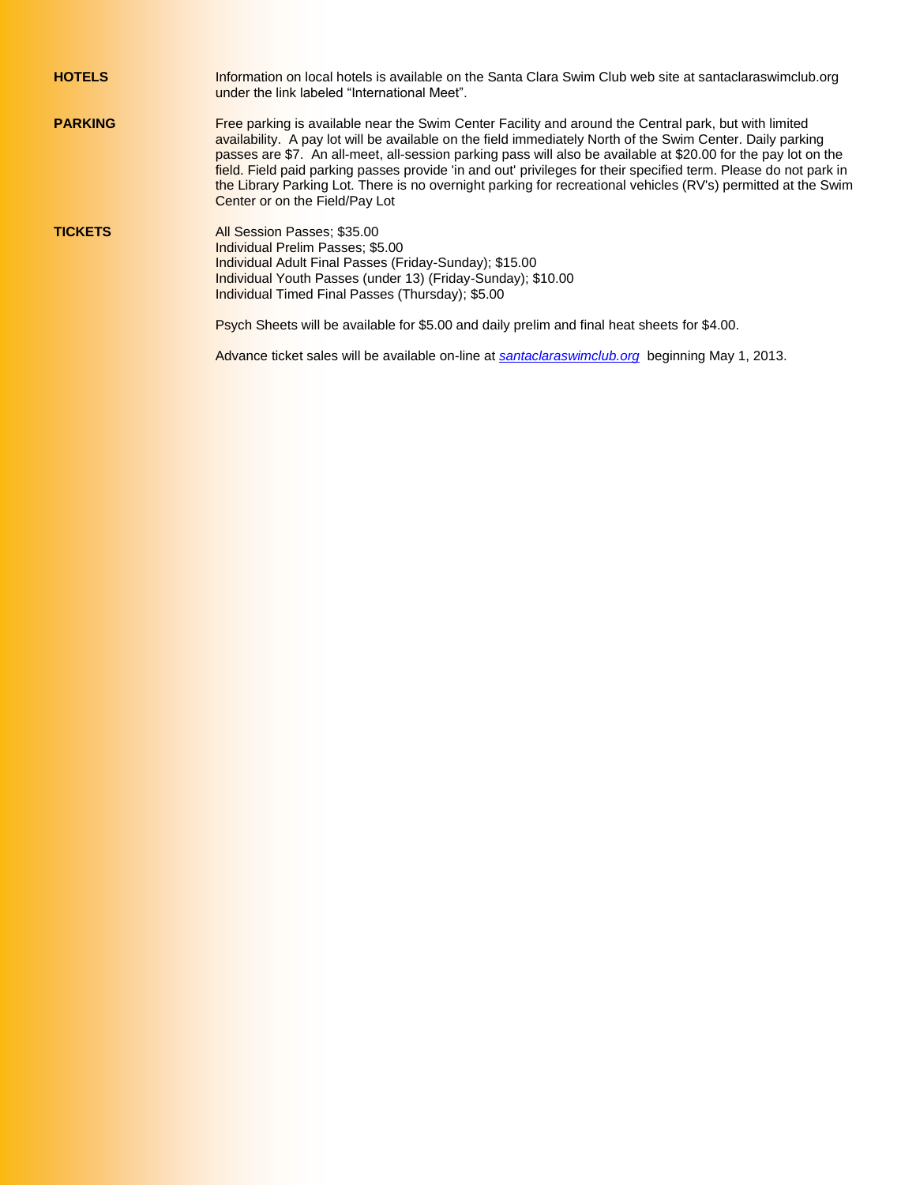**HOTELS**

Information on local hotels is available on the Santa Clara Swim Club web site at santaclaraswimclub.org under the link labeled “International Meet”.

**PARKING**

Free parking is available near the Swim Center Facility and around the Central park, but with limited availability. A pay lot will be available on the field immediately North of the Swim Center. Daily parking passes are $7. An all-meet, all-session parking pass will also be available at $20.00 for the pay lot on the field. Field paid parking passes provide 'in and out' privileges for their specified term. Please do not park in the Library Parking Lot. There is no overnight parking for recreational vehicles (RV's) permitted at the Swim Center or on the Field/Pay Lot

**TICKETS**

All Session Passes; $35.00
Individual Prelim Passes; $5.00
Individual Adult Final Passes (Friday-Sunday); $15.00
Individual Youth Passes (under 13) (Friday-Sunday); $10.00
Individual Timed Final Passes (Thursday); $5.00

Psych Sheets will be available for $5.00 and daily prelim and final heat sheets for $4.00.

Advance ticket sales will be available on-line at *santaclaraswimclub.org* beginning May 1, 2013.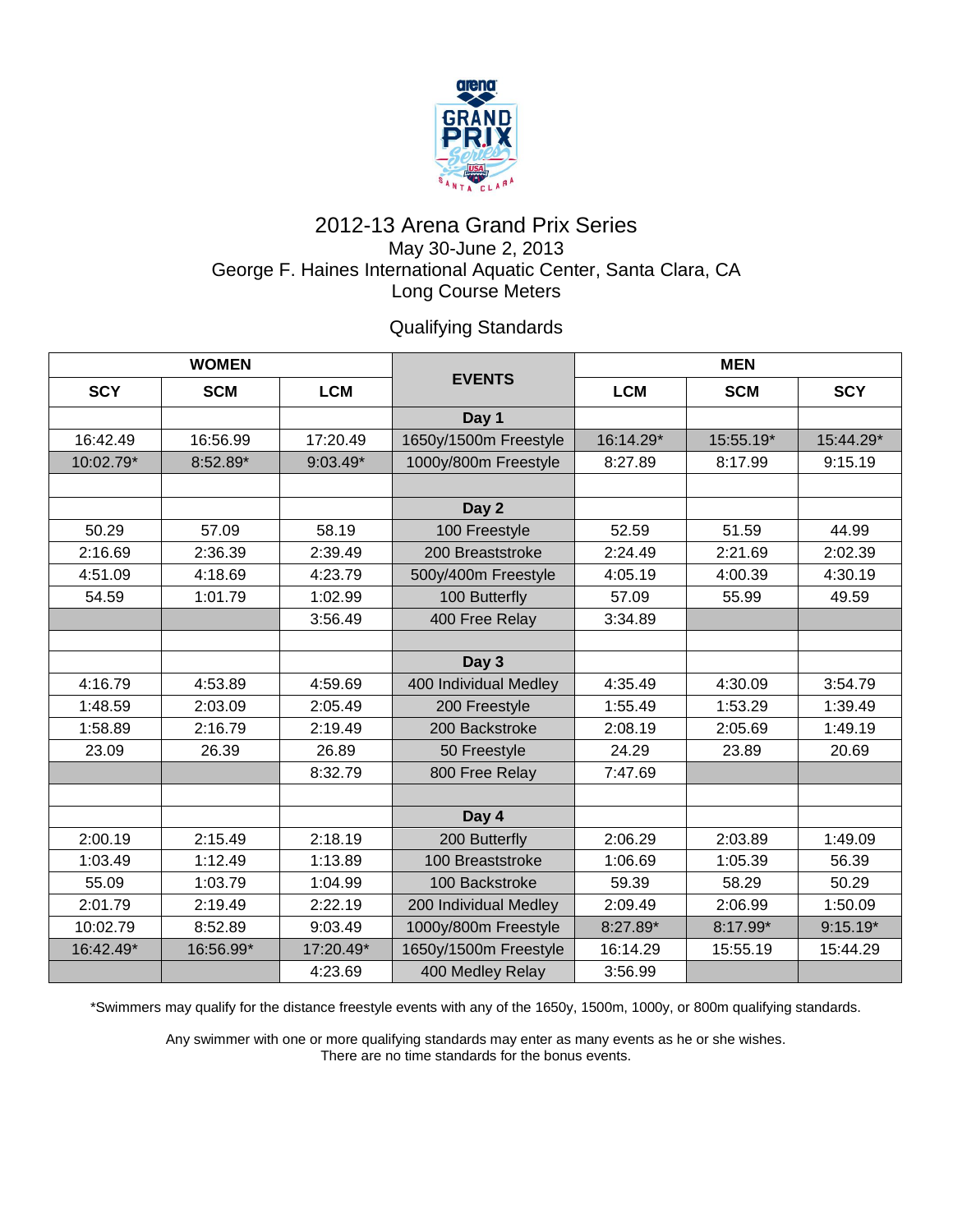# 2012-13 Arena Grand Prix Series

May 30-June 2, 2013
George F. Haines International Aquatic Center, Santa Clara, CA
Long Course Meters

## Qualifying Standards

| WOMEN | | | EVENTS | MEN | | |
|---|---|---|---|---|---|---|
| SCY | SCM | LCM | | LCM | SCM | SCY |
| | | | Day 1 | | | |
| 16:42.49 | 16:56.99 | 17:20.49 | 1650y/1500m Freestyle | 16:14.29* | 15:55.19* | 15:44.29* |
| 10:02.79* | 8:52.89* | 9:03.49* | 1000y/800m Freestyle | 8:27.89 | 8:17.99 | 9:15.19 |
| | | | | | | |
| | | | Day 2 | | | |
| 50.29 | 57.09 | 58.19 | 100 Freestyle | 52.59 | 51.59 | 44.99 |
| 2:16.69 | 2:36.39 | 2:39.49 | 200 Breaststroke | 2:24.49 | 2:21.69 | 2:02.39 |
| 4:51.09 | 4:18.69 | 4:23.79 | 500y/400m Freestyle | 4:05.19 | 4:00.39 | 4:30.19 |
| 54.59 | 1:01.79 | 1:02.99 | 100 Butterfly | 57.09 | 55.99 | 49.59 |
| | | 3:56.49 | 400 Free Relay | 3:34.89 | | |
| | | | | | | |
| | | | Day 3 | | | |
| 4:16.79 | 4:53.89 | 4:59.69 | 400 Individual Medley | 4:35.49 | 4:30.09 | 3:54.79 |
| 1:48.59 | 2:03.09 | 2:05.49 | 200 Freestyle | 1:55.49 | 1:53.29 | 1:39.49 |
| 1:58.89 | 2:16.79 | 2:19.49 | 200 Backstroke | 2:08.19 | 2:05.69 | 1:49.19 |
| 23.09 | 26.39 | 26.89 | 50 Freestyle | 24.29 | 23.89 | 20.69 |
| | | 8:32.79 | 800 Free Relay | 7:47.69 | | |
| | | | | | | |
| | | | Day 4 | | | |
| 2:00.19 | 2:15.49 | 2:18.19 | 200 Butterfly | 2:06.29 | 2:03.89 | 1:49.09 |
| 1:03.49 | 1:12.49 | 1:13.89 | 100 Breaststroke | 1:06.69 | 1:05.39 | 56.39 |
| 55.09 | 1:03.79 | 1:04.99 | 100 Backstroke | 59.39 | 58.29 | 50.29 |
| 2:01.79 | 2:19.49 | 2:22.19 | 200 Individual Medley | 2:09.49 | 2:06.99 | 1:50.09 |
| 10:02.79 | 8:52.89 | 9:03.49 | 1000y/800m Freestyle | 8:27.89* | 8:17.99* | 9:15.19* |
| 16:42.49* | 16:56.99* | 17:20.49* | 1650y/1500m Freestyle | 16:14.29 | 15:55.19 | 15:44.29 |
| | | 4:23.69 | 400 Medley Relay | 3:56.99 | | |

*Swimmers may qualify for the distance freestyle events with any of the 1650y, 1500m, 1000y, or 800m qualifying standards.

Any swimmer with one or more qualifying standards may enter as many events as he or she wishes.
There are no time standards for the bonus events.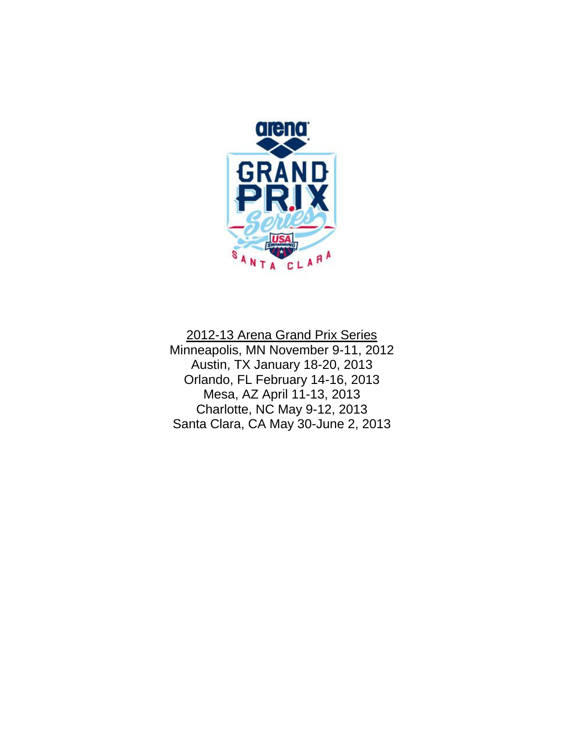2012-13 Arena Grand Prix Series

Minneapolis, MN November 9-11, 2012

Austin, TX January 18-20, 2013

Orlando, FL February 14-16, 2013

Mesa, AZ April 11-13, 2013

Charlotte, NC May 9-12, 2013

Santa Clara, CA May 30-June 2, 2013